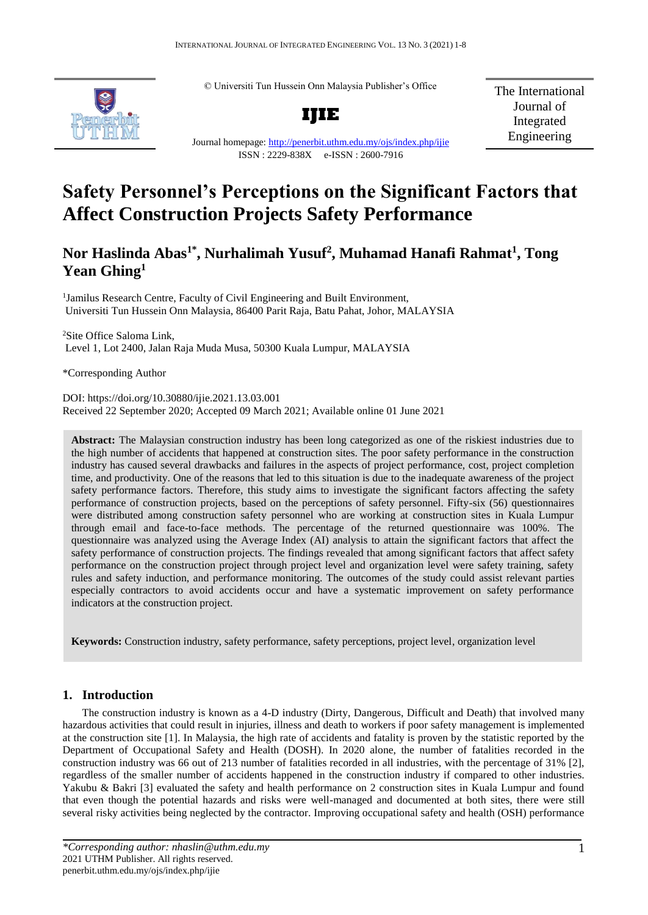© Universiti Tun Hussein Onn Malaysia Publisher's Office

**IJIE**

Journal homepage: http://penerbit.uthm.edu.my/ojs/index.php/ijie

ISSN : 2229-838X e-ISSN : 2600-7916

The International Journal of Integrated Engineering

# Safety Personnel's Perceptions on the Significant Factors that Affect Construction Projects Safety Performance

## Nor Haslinda Abas[1*], Nurhalimah Yusuf[2], Muhamad Hanafi Rahmat[1], Tong Yean Ghing[1]

[1]Jamilus Research Centre, Faculty of Civil Engineering and Built Environment, Universiti Tun Hussein Onn Malaysia, 86400 Parit Raja, Batu Pahat, Johor, MALAYSIA

[2]Site Office Saloma Link, Level 1, Lot 2400, Jalan Raja Muda Musa, 50300 Kuala Lumpur, MALAYSIA

*Corresponding Author

DOI: https://doi.org/10.30880/ijie.2021.13.03.001

Received 22 September 2020; Accepted 09 March 2021; Available online 01 June 2021

**Abstract:** The Malaysian construction industry has been long categorized as one of the riskiest industries due to the high number of accidents that happened at construction sites. The poor safety performance in the construction industry has caused several drawbacks and failures in the aspects of project performance, cost, project completion time, and productivity. One of the reasons that led to this situation is due to the inadequate awareness of the project safety performance factors. Therefore, this study aims to investigate the significant factors affecting the safety performance of construction projects, based on the perceptions of safety personnel. Fifty-six (56) questionnaires were distributed among construction safety personnel who are working at construction sites in Kuala Lumpur through email and face-to-face methods. The percentage of the returned questionnaire was 100%. The questionnaire was analyzed using the Average Index (AI) analysis to attain the significant factors that affect the safety performance of construction projects. The findings revealed that among significant factors that affect safety performance on the construction project through project level and organization level were safety training, safety rules and safety induction, and performance monitoring. The outcomes of the study could assist relevant parties especially contractors to avoid accidents occur and have a systematic improvement on safety performance indicators at the construction project.

**Keywords:** Construction industry, safety performance, safety perceptions, project level, organization level

## 1. Introduction

The construction industry is known as a 4-D industry (Dirty, Dangerous, Difficult and Death) that involved many hazardous activities that could result in injuries, illness and death to workers if poor safety management is implemented at the construction site [1]. In Malaysia, the high rate of accidents and fatality is proven by the statistic reported by the Department of Occupational Safety and Health (DOSH). In 2020 alone, the number of fatalities recorded in the construction industry was 66 out of 213 number of fatalities recorded in all industries, with the percentage of 31% [2], regardless of the smaller number of accidents happened in the construction industry if compared to other industries. Yakubu & Bakri [3] evaluated the safety and health performance on 2 construction sites in Kuala Lumpur and found that even though the potential hazards and risks were well-managed and documented at both sites, there were still several risky activities being neglected by the contractor. Improving occupational safety and health (OSH) performance

*\*Corresponding author: nhaslin@uthm.edu.my*
2021 UTHM Publisher. All rights reserved.
penerbit.uthm.edu.my/ojs/index.php/ijie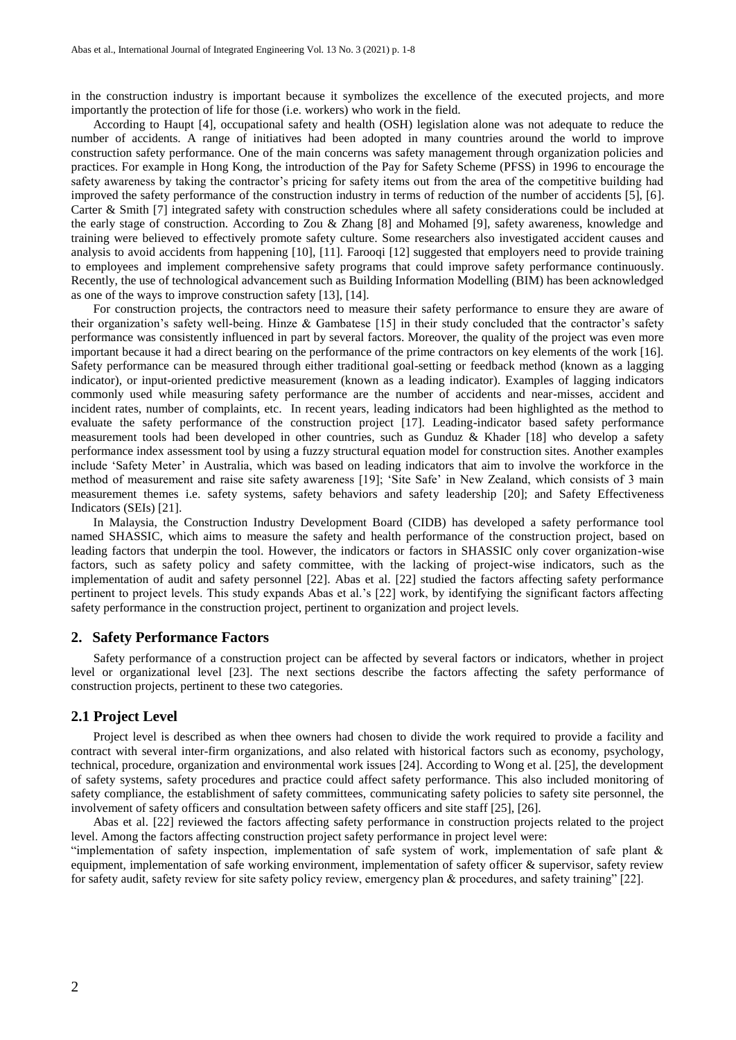in the construction industry is important because it symbolizes the excellence of the executed projects, and more importantly the protection of life for those (i.e. workers) who work in the field.

According to Haupt [4], occupational safety and health (OSH) legislation alone was not adequate to reduce the number of accidents. A range of initiatives had been adopted in many countries around the world to improve construction safety performance. One of the main concerns was safety management through organization policies and practices. For example in Hong Kong, the introduction of the Pay for Safety Scheme (PFSS) in 1996 to encourage the safety awareness by taking the contractor's pricing for safety items out from the area of the competitive building had improved the safety performance of the construction industry in terms of reduction of the number of accidents [5], [6]. Carter & Smith [7] integrated safety with construction schedules where all safety considerations could be included at the early stage of construction. According to Zou & Zhang [8] and Mohamed [9], safety awareness, knowledge and training were believed to effectively promote safety culture. Some researchers also investigated accident causes and analysis to avoid accidents from happening [10], [11]. Farooqi [12] suggested that employers need to provide training to employees and implement comprehensive safety programs that could improve safety performance continuously. Recently, the use of technological advancement such as Building Information Modelling (BIM) has been acknowledged as one of the ways to improve construction safety [13], [14].

For construction projects, the contractors need to measure their safety performance to ensure they are aware of their organization's safety well-being. Hinze & Gambatese [15] in their study concluded that the contractor's safety performance was consistently influenced in part by several factors. Moreover, the quality of the project was even more important because it had a direct bearing on the performance of the prime contractors on key elements of the work [16]. Safety performance can be measured through either traditional goal-setting or feedback method (known as a lagging indicator), or input-oriented predictive measurement (known as a leading indicator). Examples of lagging indicators commonly used while measuring safety performance are the number of accidents and near-misses, accident and incident rates, number of complaints, etc. In recent years, leading indicators had been highlighted as the method to evaluate the safety performance of the construction project [17]. Leading-indicator based safety performance measurement tools had been developed in other countries, such as Gunduz & Khader [18] who develop a safety performance index assessment tool by using a fuzzy structural equation model for construction sites. Another examples include 'Safety Meter' in Australia, which was based on leading indicators that aim to involve the workforce in the method of measurement and raise site safety awareness [19]; 'Site Safe' in New Zealand, which consists of 3 main measurement themes i.e. safety systems, safety behaviors and safety leadership [20]; and Safety Effectiveness Indicators (SEIs) [21].

In Malaysia, the Construction Industry Development Board (CIDB) has developed a safety performance tool named SHASSIC, which aims to measure the safety and health performance of the construction project, based on leading factors that underpin the tool. However, the indicators or factors in SHASSIC only cover organization-wise factors, such as safety policy and safety committee, with the lacking of project-wise indicators, such as the implementation of audit and safety personnel [22]. Abas et al. [22] studied the factors affecting safety performance pertinent to project levels. This study expands Abas et al.'s [22] work, by identifying the significant factors affecting safety performance in the construction project, pertinent to organization and project levels.

## 2. Safety Performance Factors

Safety performance of a construction project can be affected by several factors or indicators, whether in project level or organizational level [23]. The next sections describe the factors affecting the safety performance of construction projects, pertinent to these two categories.

### 2.1 Project Level

Project level is described as when thee owners had chosen to divide the work required to provide a facility and contract with several inter-firm organizations, and also related with historical factors such as economy, psychology, technical, procedure, organization and environmental work issues [24]. According to Wong et al. [25], the development of safety systems, safety procedures and practice could affect safety performance. This also included monitoring of safety compliance, the establishment of safety committees, communicating safety policies to safety site personnel, the involvement of safety officers and consultation between safety officers and site staff [25], [26].

Abas et al. [22] reviewed the factors affecting safety performance in construction projects related to the project level. Among the factors affecting construction project safety performance in project level were:
"implementation of safety inspection, implementation of safe system of work, implementation of safe plant & equipment, implementation of safe working environment, implementation of safety officer & supervisor, safety review for safety audit, safety review for site safety policy review, emergency plan & procedures, and safety training" [22].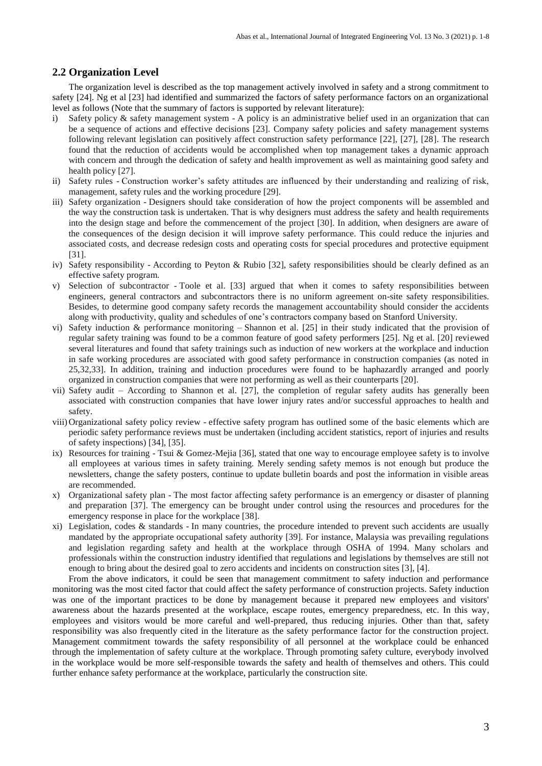## 2.2 Organization Level

The organization level is described as the top management actively involved in safety and a strong commitment to safety [24]. Ng et al [23] had identified and summarized the factors of safety performance factors on an organizational level as follows (Note that the summary of factors is supported by relevant literature):

i) Safety policy & safety management system - A policy is an administrative belief used in an organization that can be a sequence of actions and effective decisions [23]. Company safety policies and safety management systems following relevant legislation can positively affect construction safety performance [22], [27], [28]. The research found that the reduction of accidents would be accomplished when top management takes a dynamic approach with concern and through the dedication of safety and health improvement as well as maintaining good safety and health policy [27].
ii) Safety rules - Construction worker's safety attitudes are influenced by their understanding and realizing of risk, management, safety rules and the working procedure [29].
iii) Safety organization - Designers should take consideration of how the project components will be assembled and the way the construction task is undertaken. That is why designers must address the safety and health requirements into the design stage and before the commencement of the project [30]. In addition, when designers are aware of the consequences of the design decision it will improve safety performance. This could reduce the injuries and associated costs, and decrease redesign costs and operating costs for special procedures and protective equipment [31].
iv) Safety responsibility - According to Peyton & Rubio [32], safety responsibilities should be clearly defined as an effective safety program.
v) Selection of subcontractor - Toole et al. [33] argued that when it comes to safety responsibilities between engineers, general contractors and subcontractors there is no uniform agreement on-site safety responsibilities. Besides, to determine good company safety records the management accountability should consider the accidents along with productivity, quality and schedules of one's contractors company based on Stanford University.
vi) Safety induction & performance monitoring – Shannon et al. [25] in their study indicated that the provision of regular safety training was found to be a common feature of good safety performers [25]. Ng et al. [20] reviewed several literatures and found that safety trainings such as induction of new workers at the workplace and induction in safe working procedures are associated with good safety performance in construction companies (as noted in 25,32,33]. In addition, training and induction procedures were found to be haphazardly arranged and poorly organized in construction companies that were not performing as well as their counterparts [20].
vii) Safety audit – According to Shannon et al. [27], the completion of regular safety audits has generally been associated with construction companies that have lower injury rates and/or successful approaches to health and safety.
viii) Organizational safety policy review - effective safety program has outlined some of the basic elements which are periodic safety performance reviews must be undertaken (including accident statistics, report of injuries and results of safety inspections) [34], [35].
ix) Resources for training - Tsui & Gomez-Mejia [36], stated that one way to encourage employee safety is to involve all employees at various times in safety training. Merely sending safety memos is not enough but produce the newsletters, change the safety posters, continue to update bulletin boards and post the information in visible areas are recommended.
x) Organizational safety plan - The most factor affecting safety performance is an emergency or disaster of planning and preparation [37]. The emergency can be brought under control using the resources and procedures for the emergency response in place for the workplace [38].
xi) Legislation, codes & standards - In many countries, the procedure intended to prevent such accidents are usually mandated by the appropriate occupational safety authority [39]. For instance, Malaysia was prevailing regulations and legislation regarding safety and health at the workplace through OSHA of 1994. Many scholars and professionals within the construction industry identified that regulations and legislations by themselves are still not enough to bring about the desired goal to zero accidents and incidents on construction sites [3], [4].

From the above indicators, it could be seen that management commitment to safety induction and performance monitoring was the most cited factor that could affect the safety performance of construction projects. Safety induction was one of the important practices to be done by management because it prepared new employees and visitors' awareness about the hazards presented at the workplace, escape routes, emergency preparedness, etc. In this way, employees and visitors would be more careful and well-prepared, thus reducing injuries. Other than that, safety responsibility was also frequently cited in the literature as the safety performance factor for the construction project. Management commitment towards the safety responsibility of all personnel at the workplace could be enhanced through the implementation of safety culture at the workplace. Through promoting safety culture, everybody involved in the workplace would be more self-responsible towards the safety and health of themselves and others. This could further enhance safety performance at the workplace, particularly the construction site.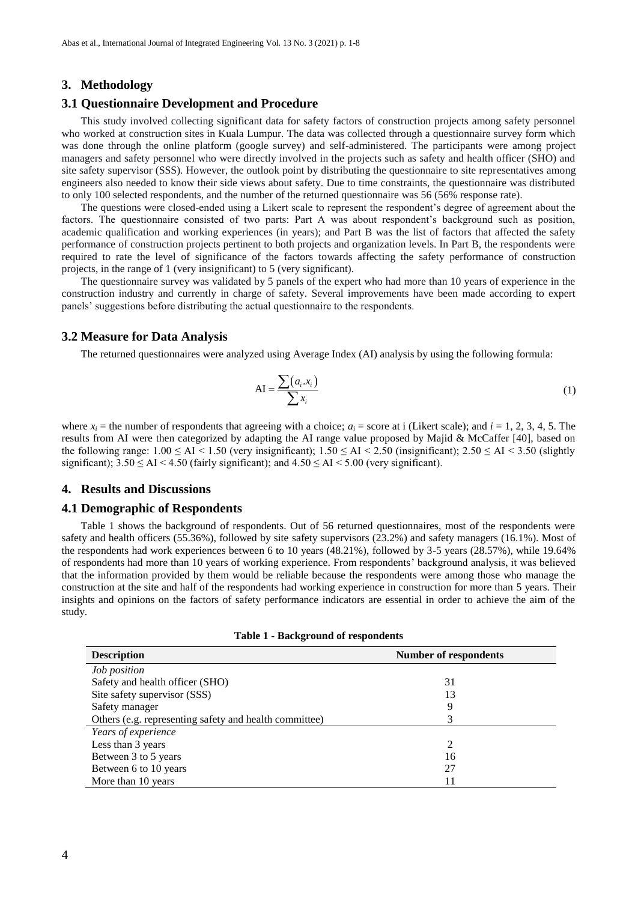## 3. Methodology

### 3.1 Questionnaire Development and Procedure

This study involved collecting significant data for safety factors of construction projects among safety personnel who worked at construction sites in Kuala Lumpur. The data was collected through a questionnaire survey form which was done through the online platform (google survey) and self-administered. The participants were among project managers and safety personnel who were directly involved in the projects such as safety and health officer (SHO) and site safety supervisor (SSS). However, the outlook point by distributing the questionnaire to site representatives among engineers also needed to know their side views about safety. Due to time constraints, the questionnaire was distributed to only 100 selected respondents, and the number of the returned questionnaire was 56 (56% response rate).

The questions were closed-ended using a Likert scale to represent the respondent's degree of agreement about the factors. The questionnaire consisted of two parts: Part A was about respondent's background such as position, academic qualification and working experiences (in years); and Part B was the list of factors that affected the safety performance of construction projects pertinent to both projects and organization levels. In Part B, the respondents were required to rate the level of significance of the factors towards affecting the safety performance of construction projects, in the range of 1 (very insignificant) to 5 (very significant).

The questionnaire survey was validated by 5 panels of the expert who had more than 10 years of experience in the construction industry and currently in charge of safety. Several improvements have been made according to expert panels' suggestions before distributing the actual questionnaire to the respondents.

### 3.2 Measure for Data Analysis

The returned questionnaires were analyzed using Average Index (AI) analysis by using the following formula:

$$\text{AI} = \frac{\sum (a_i . x_i)}{\sum x_i} \tag{1}$$

where $x_i$ = the number of respondents that agreeing with a choice; $a_i$ = score at i (Likert scale); and $i$ = 1, 2, 3, 4, 5. The results from AI were then categorized by adapting the AI range value proposed by Majid & McCaffer [40], based on the following range: $1.00 \leq \text{AI} < 1.50$ (very insignificant); $1.50 \leq \text{AI} < 2.50$ (insignificant); $2.50 \leq \text{AI} < 3.50$ (slightly significant); $3.50 \leq \text{AI} < 4.50$ (fairly significant); and $4.50 \leq \text{AI} < 5.00$ (very significant).

## 4. Results and Discussions

### 4.1 Demographic of Respondents

Table 1 shows the background of respondents. Out of 56 returned questionnaires, most of the respondents were safety and health officers (55.36%), followed by site safety supervisors (23.2%) and safety managers (16.1%). Most of the respondents had work experiences between 6 to 10 years (48.21%), followed by 3-5 years (28.57%), while 19.64% of respondents had more than 10 years of working experience. From respondents' background analysis, it was believed that the information provided by them would be reliable because the respondents were among those who manage the construction at the site and half of the respondents had working experience in construction for more than 5 years. Their insights and opinions on the factors of safety performance indicators are essential in order to achieve the aim of the study.

**Table 1 - Background of respondents**

| Description | Number of respondents |
|---|---|
| *Job position* | |
| Safety and health officer (SHO) | 31 |
| Site safety supervisor (SSS) | 13 |
| Safety manager | 9 |
| Others (e.g. representing safety and health committee) | 3 |
| *Years of experience* | |
| Less than 3 years | 2 |
| Between 3 to 5 years | 16 |
| Between 6 to 10 years | 27 |
| More than 10 years | 11 |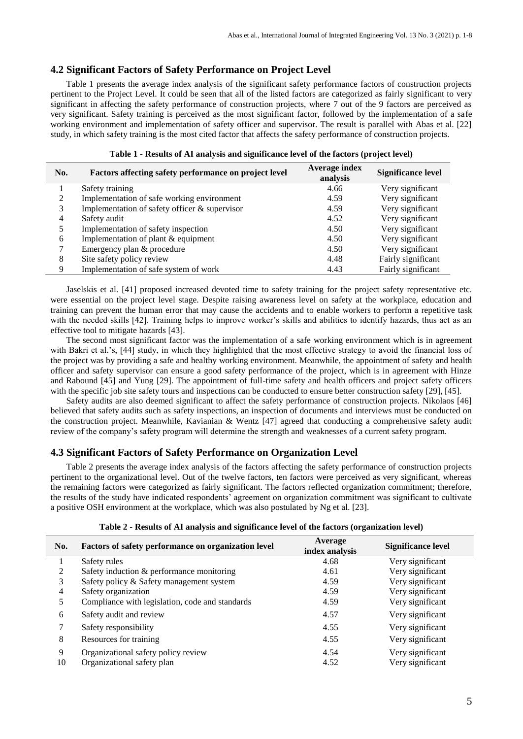## 4.2 Significant Factors of Safety Performance on Project Level

Table 1 presents the average index analysis of the significant safety performance factors of construction projects pertinent to the Project Level. It could be seen that all of the listed factors are categorized as fairly significant to very significant in affecting the safety performance of construction projects, where 7 out of the 9 factors are perceived as very significant. Safety training is perceived as the most significant factor, followed by the implementation of a safe working environment and implementation of safety officer and supervisor. The result is parallel with Abas et al. [22] study, in which safety training is the most cited factor that affects the safety performance of construction projects.

**Table 1 - Results of AI analysis and significance level of the factors (project level)**

| No. | Factors affecting safety performance on project level | Average index analysis | Significance level |
|---|---|---|---|
| 1 | Safety training | 4.66 | Very significant |
| 2 | Implementation of safe working environment | 4.59 | Very significant |
| 3 | Implementation of safety officer & supervisor | 4.59 | Very significant |
| 4 | Safety audit | 4.52 | Very significant |
| 5 | Implementation of safety inspection | 4.50 | Very significant |
| 6 | Implementation of plant & equipment | 4.50 | Very significant |
| 7 | Emergency plan & procedure | 4.50 | Very significant |
| 8 | Site safety policy review | 4.48 | Fairly significant |
| 9 | Implementation of safe system of work | 4.43 | Fairly significant |

Jaselskis et al. [41] proposed increased devoted time to safety training for the project safety representative etc. were essential on the project level stage. Despite raising awareness level on safety at the workplace, education and training can prevent the human error that may cause the accidents and to enable workers to perform a repetitive task with the needed skills [42]. Training helps to improve worker's skills and abilities to identify hazards, thus act as an effective tool to mitigate hazards [43].

The second most significant factor was the implementation of a safe working environment which is in agreement with Bakri et al.'s, [44] study, in which they highlighted that the most effective strategy to avoid the financial loss of the project was by providing a safe and healthy working environment. Meanwhile, the appointment of safety and health officer and safety supervisor can ensure a good safety performance of the project, which is in agreement with Hinze and Rabound [45] and Yung [29]. The appointment of full-time safety and health officers and project safety officers with the specific job site safety tours and inspections can be conducted to ensure better construction safety [29], [45].

Safety audits are also deemed significant to affect the safety performance of construction projects. Nikolaos [46] believed that safety audits such as safety inspections, an inspection of documents and interviews must be conducted on the construction project. Meanwhile, Kavianian & Wentz [47] agreed that conducting a comprehensive safety audit review of the company's safety program will determine the strength and weaknesses of a current safety program.

## 4.3 Significant Factors of Safety Performance on Organization Level

Table 2 presents the average index analysis of the factors affecting the safety performance of construction projects pertinent to the organizational level. Out of the twelve factors, ten factors were perceived as very significant, whereas the remaining factors were categorized as fairly significant. The factors reflected organization commitment; therefore, the results of the study have indicated respondents' agreement on organization commitment was significant to cultivate a positive OSH environment at the workplace, which was also postulated by Ng et al. [23].

**Table 2 - Results of AI analysis and significance level of the factors (organization level)**

| No. | Factors of safety performance on organization level | Average index analysis | Significance level |
|---|---|---|---|
| 1 | Safety rules | 4.68 | Very significant |
| 2 | Safety induction & performance monitoring | 4.61 | Very significant |
| 3 | Safety policy & Safety management system | 4.59 | Very significant |
| 4 | Safety organization | 4.59 | Very significant |
| 5 | Compliance with legislation, code and standards | 4.59 | Very significant |
| 6 | Safety audit and review | 4.57 | Very significant |
| 7 | Safety responsibility | 4.55 | Very significant |
| 8 | Resources for training | 4.55 | Very significant |
| 9 | Organizational safety policy review | 4.54 | Very significant |
| 10 | Organizational safety plan | 4.52 | Very significant |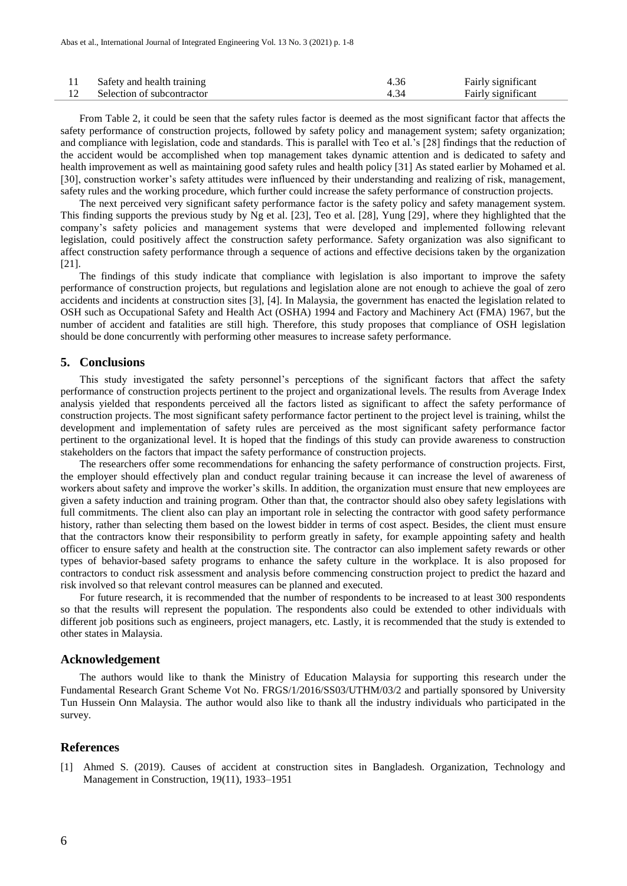| 11 | Safety and health training | 4.36 | Fairly significant |
|---|---|---|---|
| 12 | Selection of subcontractor | 4.34 | Fairly significant |

From Table 2, it could be seen that the safety rules factor is deemed as the most significant factor that affects the safety performance of construction projects, followed by safety policy and management system; safety organization; and compliance with legislation, code and standards. This is parallel with Teo et al.'s [28] findings that the reduction of the accident would be accomplished when top management takes dynamic attention and is dedicated to safety and health improvement as well as maintaining good safety rules and health policy [31] As stated earlier by Mohamed et al. [30], construction worker's safety attitudes were influenced by their understanding and realizing of risk, management, safety rules and the working procedure, which further could increase the safety performance of construction projects.

The next perceived very significant safety performance factor is the safety policy and safety management system. This finding supports the previous study by Ng et al. [23], Teo et al. [28], Yung [29], where they highlighted that the company's safety policies and management systems that were developed and implemented following relevant legislation, could positively affect the construction safety performance. Safety organization was also significant to affect construction safety performance through a sequence of actions and effective decisions taken by the organization [21].

The findings of this study indicate that compliance with legislation is also important to improve the safety performance of construction projects, but regulations and legislation alone are not enough to achieve the goal of zero accidents and incidents at construction sites [3], [4]. In Malaysia, the government has enacted the legislation related to OSH such as Occupational Safety and Health Act (OSHA) 1994 and Factory and Machinery Act (FMA) 1967, but the number of accident and fatalities are still high. Therefore, this study proposes that compliance of OSH legislation should be done concurrently with performing other measures to increase safety performance.

## 5. Conclusions

This study investigated the safety personnel's perceptions of the significant factors that affect the safety performance of construction projects pertinent to the project and organizational levels. The results from Average Index analysis yielded that respondents perceived all the factors listed as significant to affect the safety performance of construction projects. The most significant safety performance factor pertinent to the project level is training, whilst the development and implementation of safety rules are perceived as the most significant safety performance factor pertinent to the organizational level. It is hoped that the findings of this study can provide awareness to construction stakeholders on the factors that impact the safety performance of construction projects.

The researchers offer some recommendations for enhancing the safety performance of construction projects. First, the employer should effectively plan and conduct regular training because it can increase the level of awareness of workers about safety and improve the worker's skills. In addition, the organization must ensure that new employees are given a safety induction and training program. Other than that, the contractor should also obey safety legislations with full commitments. The client also can play an important role in selecting the contractor with good safety performance history, rather than selecting them based on the lowest bidder in terms of cost aspect. Besides, the client must ensure that the contractors know their responsibility to perform greatly in safety, for example appointing safety and health officer to ensure safety and health at the construction site. The contractor can also implement safety rewards or other types of behavior-based safety programs to enhance the safety culture in the workplace. It is also proposed for contractors to conduct risk assessment and analysis before commencing construction project to predict the hazard and risk involved so that relevant control measures can be planned and executed.

For future research, it is recommended that the number of respondents to be increased to at least 300 respondents so that the results will represent the population. The respondents also could be extended to other individuals with different job positions such as engineers, project managers, etc. Lastly, it is recommended that the study is extended to other states in Malaysia.

## Acknowledgement

The authors would like to thank the Ministry of Education Malaysia for supporting this research under the Fundamental Research Grant Scheme Vot No. FRGS/1/2016/SS03/UTHM/03/2 and partially sponsored by University Tun Hussein Onn Malaysia. The author would also like to thank all the industry individuals who participated in the survey.

## References

[1] Ahmed S. (2019). Causes of accident at construction sites in Bangladesh. Organization, Technology and Management in Construction, 19(11), 1933–1951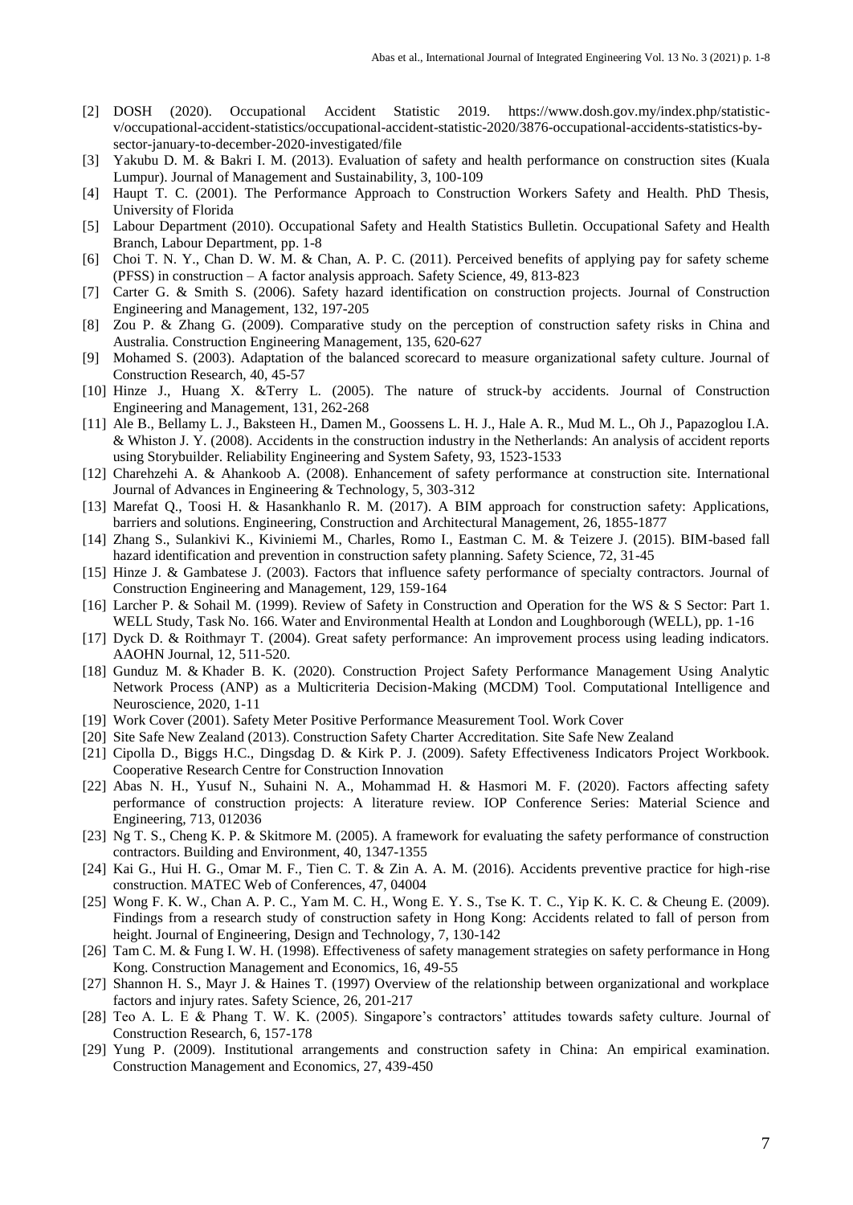[2] DOSH (2020). Occupational Accident Statistic 2019. https://www.dosh.gov.my/index.php/statistic-v/occupational-accident-statistics/occupational-accident-statistic-2020/3876-occupational-accidents-statistics-by-sector-january-to-december-2020-investigated/file

[3] Yakubu D. M. & Bakri I. M. (2013). Evaluation of safety and health performance on construction sites (Kuala Lumpur). Journal of Management and Sustainability, 3, 100-109

[4] Haupt T. C. (2001). The Performance Approach to Construction Workers Safety and Health. PhD Thesis, University of Florida

[5] Labour Department (2010). Occupational Safety and Health Statistics Bulletin. Occupational Safety and Health Branch, Labour Department, pp. 1-8

[6] Choi T. N. Y., Chan D. W. M. & Chan, A. P. C. (2011). Perceived benefits of applying pay for safety scheme (PFSS) in construction – A factor analysis approach. Safety Science, 49, 813-823

[7] Carter G. & Smith S. (2006). Safety hazard identification on construction projects. Journal of Construction Engineering and Management, 132, 197-205

[8] Zou P. & Zhang G. (2009). Comparative study on the perception of construction safety risks in China and Australia. Construction Engineering Management, 135, 620-627

[9] Mohamed S. (2003). Adaptation of the balanced scorecard to measure organizational safety culture. Journal of Construction Research, 40, 45-57

[10] Hinze J., Huang X. &Terry L. (2005). The nature of struck-by accidents. Journal of Construction Engineering and Management, 131, 262-268

[11] Ale B., Bellamy L. J., Baksteen H., Damen M., Goossens L. H. J., Hale A. R., Mud M. L., Oh J., Papazoglou I.A. & Whiston J. Y. (2008). Accidents in the construction industry in the Netherlands: An analysis of accident reports using Storybuilder. Reliability Engineering and System Safety, 93, 1523-1533

[12] Charehzehi A. & Ahankoob A. (2008). Enhancement of safety performance at construction site. International Journal of Advances in Engineering & Technology, 5, 303-312

[13] Marefat Q., Toosi H. & Hasankhanlo R. M. (2017). A BIM approach for construction safety: Applications, barriers and solutions. Engineering, Construction and Architectural Management, 26, 1855-1877

[14] Zhang S., Sulankivi K., Kiviniemi M., Charles, Romo I., Eastman C. M. & Teizere J. (2015). BIM-based fall hazard identification and prevention in construction safety planning. Safety Science, 72, 31-45

[15] Hinze J. & Gambatese J. (2003). Factors that influence safety performance of specialty contractors. Journal of Construction Engineering and Management, 129, 159-164

[16] Larcher P. & Sohail M. (1999). Review of Safety in Construction and Operation for the WS & S Sector: Part 1. WELL Study, Task No. 166. Water and Environmental Health at London and Loughborough (WELL), pp. 1-16

[17] Dyck D. & Roithmayr T. (2004). Great safety performance: An improvement process using leading indicators. AAOHN Journal, 12, 511-520.

[18] Gunduz M. & Khader B. K. (2020). Construction Project Safety Performance Management Using Analytic Network Process (ANP) as a Multicriteria Decision-Making (MCDM) Tool. Computational Intelligence and Neuroscience, 2020, 1-11

[19] Work Cover (2001). Safety Meter Positive Performance Measurement Tool. Work Cover

[20] Site Safe New Zealand (2013). Construction Safety Charter Accreditation. Site Safe New Zealand

[21] Cipolla D., Biggs H.C., Dingsdag D. & Kirk P. J. (2009). Safety Effectiveness Indicators Project Workbook. Cooperative Research Centre for Construction Innovation

[22] Abas N. H., Yusuf N., Suhaini N. A., Mohammad H. & Hasmori M. F. (2020). Factors affecting safety performance of construction projects: A literature review. IOP Conference Series: Material Science and Engineering, 713, 012036

[23] Ng T. S., Cheng K. P. & Skitmore M. (2005). A framework for evaluating the safety performance of construction contractors. Building and Environment, 40, 1347-1355

[24] Kai G., Hui H. G., Omar M. F., Tien C. T. & Zin A. A. M. (2016). Accidents preventive practice for high-rise construction. MATEC Web of Conferences, 47, 04004

[25] Wong F. K. W., Chan A. P. C., Yam M. C. H., Wong E. Y. S., Tse K. T. C., Yip K. K. C. & Cheung E. (2009). Findings from a research study of construction safety in Hong Kong: Accidents related to fall of person from height. Journal of Engineering, Design and Technology, 7, 130-142

[26] Tam C. M. & Fung I. W. H. (1998). Effectiveness of safety management strategies on safety performance in Hong Kong. Construction Management and Economics, 16, 49-55

[27] Shannon H. S., Mayr J. & Haines T. (1997) Overview of the relationship between organizational and workplace factors and injury rates. Safety Science, 26, 201-217

[28] Teo A. L. E & Phang T. W. K. (2005). Singapore's contractors' attitudes towards safety culture. Journal of Construction Research, 6, 157-178

[29] Yung P. (2009). Institutional arrangements and construction safety in China: An empirical examination. Construction Management and Economics, 27, 439-450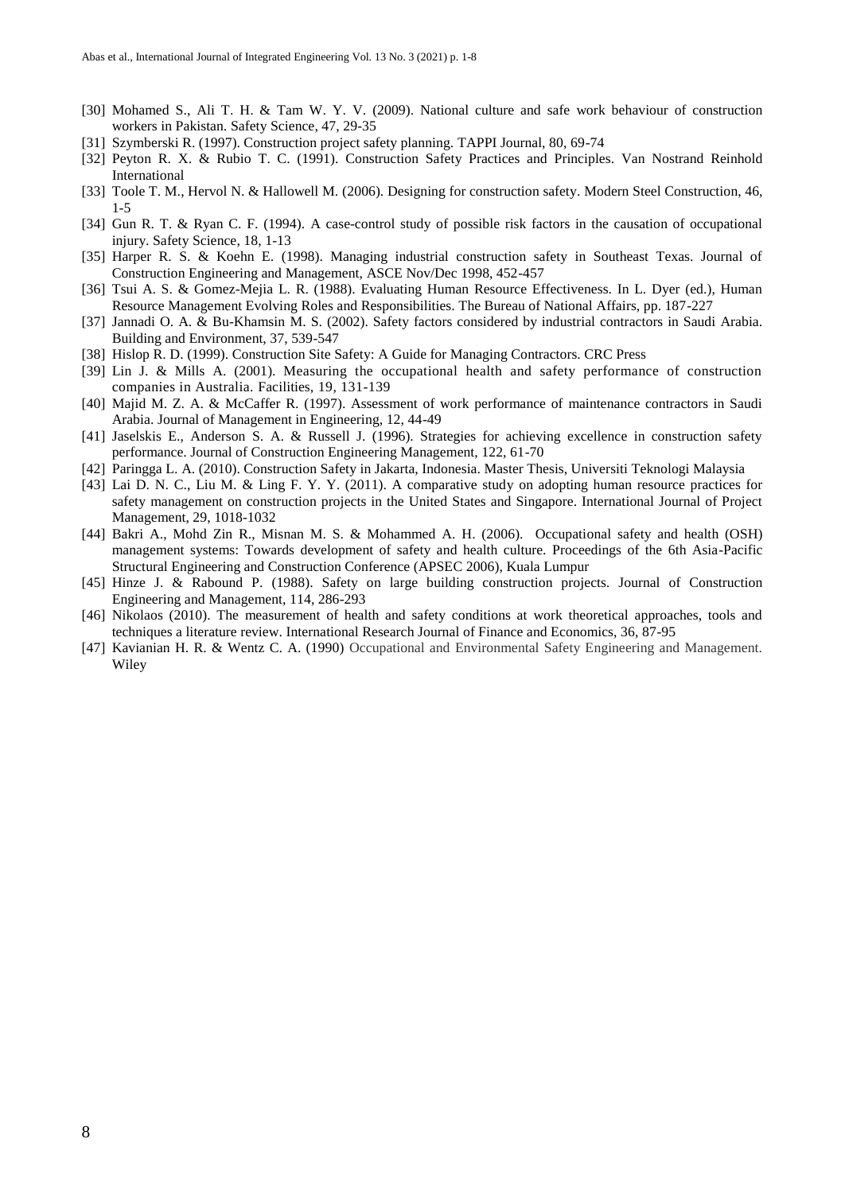[30] Mohamed S., Ali T. H. & Tam W. Y. V. (2009). National culture and safe work behaviour of construction workers in Pakistan. Safety Science, 47, 29-35

[31] Szymberski R. (1997). Construction project safety planning. TAPPI Journal, 80, 69-74

[32] Peyton R. X. & Rubio T. C. (1991). Construction Safety Practices and Principles. Van Nostrand Reinhold International

[33] Toole T. M., Hervol N. & Hallowell M. (2006). Designing for construction safety. Modern Steel Construction, 46, 1-5

[34] Gun R. T. & Ryan C. F. (1994). A case-control study of possible risk factors in the causation of occupational injury. Safety Science, 18, 1-13

[35] Harper R. S. & Koehn E. (1998). Managing industrial construction safety in Southeast Texas. Journal of Construction Engineering and Management, ASCE Nov/Dec 1998, 452-457

[36] Tsui A. S. & Gomez-Mejia L. R. (1988). Evaluating Human Resource Effectiveness. In L. Dyer (ed.), Human Resource Management Evolving Roles and Responsibilities. The Bureau of National Affairs, pp. 187-227

[37] Jannadi O. A. & Bu-Khamsin M. S. (2002). Safety factors considered by industrial contractors in Saudi Arabia. Building and Environment, 37, 539-547

[38] Hislop R. D. (1999). Construction Site Safety: A Guide for Managing Contractors. CRC Press

[39] Lin J. & Mills A. (2001). Measuring the occupational health and safety performance of construction companies in Australia. Facilities, 19, 131-139

[40] Majid M. Z. A. & McCaffer R. (1997). Assessment of work performance of maintenance contractors in Saudi Arabia. Journal of Management in Engineering, 12, 44-49

[41] Jaselskis E., Anderson S. A. & Russell J. (1996). Strategies for achieving excellence in construction safety performance. Journal of Construction Engineering Management, 122, 61-70

[42] Paringga L. A. (2010). Construction Safety in Jakarta, Indonesia. Master Thesis, Universiti Teknologi Malaysia

[43] Lai D. N. C., Liu M. & Ling F. Y. Y. (2011). A comparative study on adopting human resource practices for safety management on construction projects in the United States and Singapore. International Journal of Project Management, 29, 1018-1032

[44] Bakri A., Mohd Zin R., Misnan M. S. & Mohammed A. H. (2006). Occupational safety and health (OSH) management systems: Towards development of safety and health culture. Proceedings of the 6th Asia-Pacific Structural Engineering and Construction Conference (APSEC 2006), Kuala Lumpur

[45] Hinze J. & Rabound P. (1988). Safety on large building construction projects. Journal of Construction Engineering and Management, 114, 286-293

[46] Nikolaos (2010). The measurement of health and safety conditions at work theoretical approaches, tools and techniques a literature review. International Research Journal of Finance and Economics, 36, 87-95

[47] Kavianian H. R. & Wentz C. A. (1990) Occupational and Environmental Safety Engineering and Management. Wiley